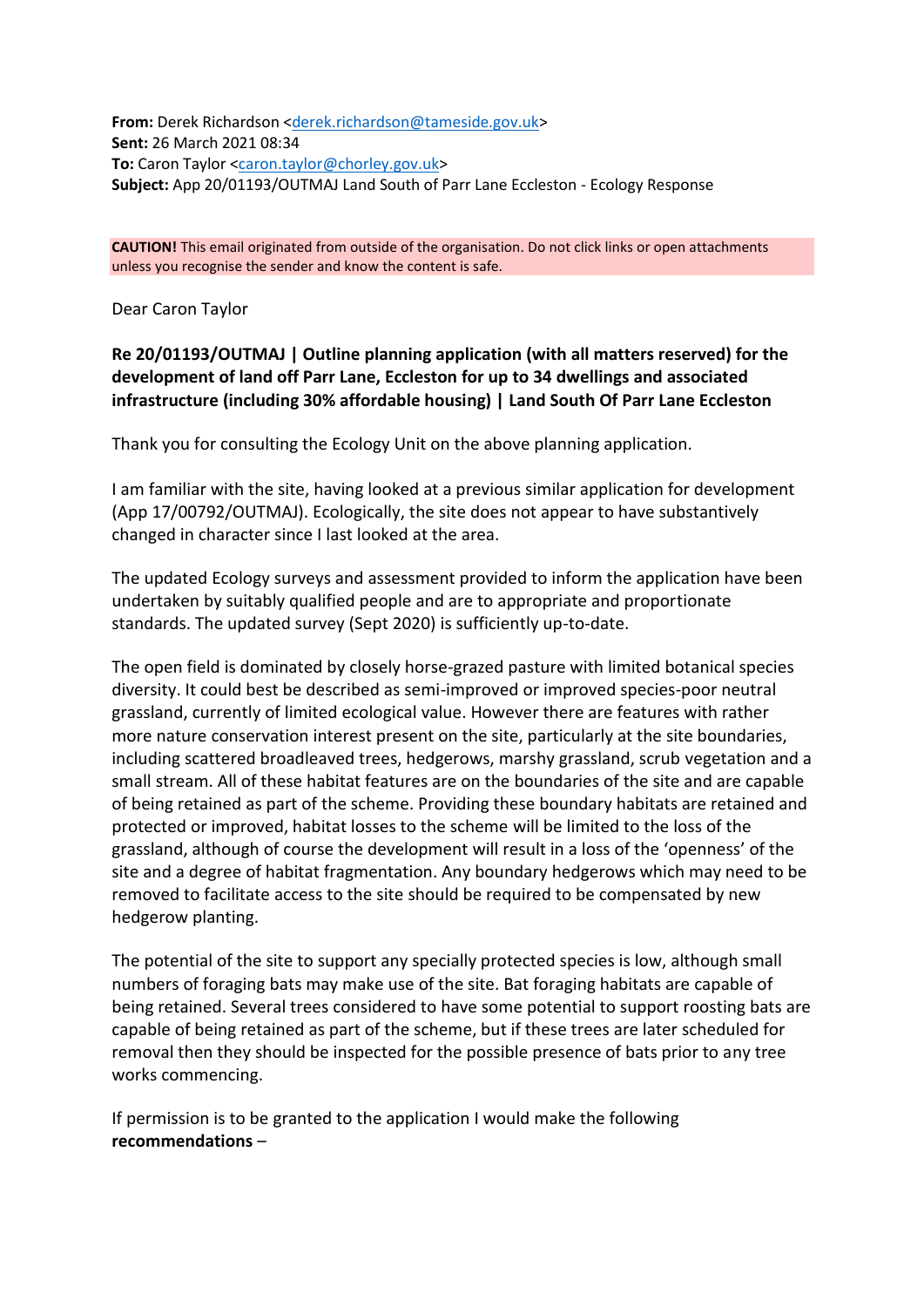**From:** Derek Richardson <derek.richardson@tameside.gov.uk>
**Sent:** 26 March 2021 08:34
**To:** Caron Taylor <caron.taylor@chorley.gov.uk>
**Subject:** App 20/01193/OUTMAJ Land South of Parr Lane Eccleston - Ecology Response

**CAUTION!** This email originated from outside of the organisation. Do not click links or open attachments unless you recognise the sender and know the content is safe.

Dear Caron Taylor

**Re 20/01193/OUTMAJ | Outline planning application (with all matters reserved) for the development of land off Parr Lane, Eccleston for up to 34 dwellings and associated infrastructure (including 30% affordable housing) | Land South Of Parr Lane Eccleston**

Thank you for consulting the Ecology Unit on the above planning application.

I am familiar with the site, having looked at a previous similar application for development (App 17/00792/OUTMAJ). Ecologically, the site does not appear to have substantively changed in character since I last looked at the area.

The updated Ecology surveys and assessment provided to inform the application have been undertaken by suitably qualified people and are to appropriate and proportionate standards. The updated survey (Sept 2020) is sufficiently up-to-date.

The open field is dominated by closely horse-grazed pasture with limited botanical species diversity. It could best be described as semi-improved or improved species-poor neutral grassland, currently of limited ecological value. However there are features with rather more nature conservation interest present on the site, particularly at the site boundaries, including scattered broadleaved trees, hedgerows, marshy grassland, scrub vegetation and a small stream. All of these habitat features are on the boundaries of the site and are capable of being retained as part of the scheme. Providing these boundary habitats are retained and protected or improved, habitat losses to the scheme will be limited to the loss of the grassland, although of course the development will result in a loss of the 'openness' of the site and a degree of habitat fragmentation. Any boundary hedgerows which may need to be removed to facilitate access to the site should be required to be compensated by new hedgerow planting.

The potential of the site to support any specially protected species is low, although small numbers of foraging bats may make use of the site. Bat foraging habitats are capable of being retained. Several trees considered to have some potential to support roosting bats are capable of being retained as part of the scheme, but if these trees are later scheduled for removal then they should be inspected for the possible presence of bats prior to any tree works commencing.

If permission is to be granted to the application I would make the following **recommendations** –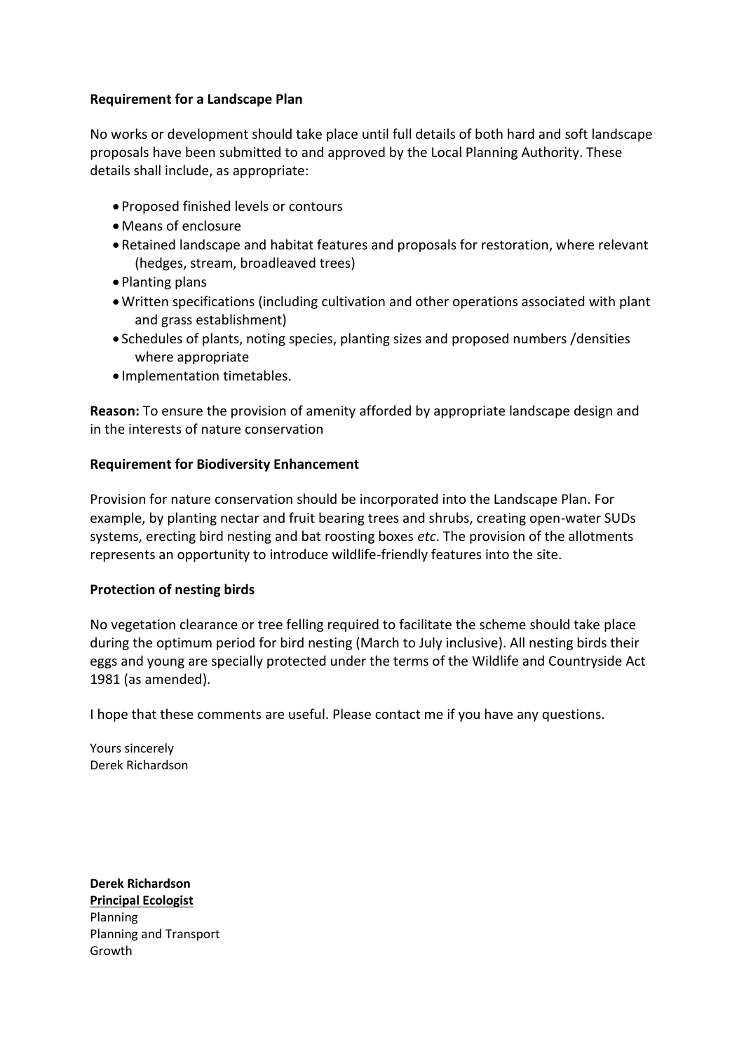**Requirement for a Landscape Plan**

No works or development should take place until full details of both hard and soft landscape proposals have been submitted to and approved by the Local Planning Authority. These details shall include, as appropriate:

- Proposed finished levels or contours
- Means of enclosure
- Retained landscape and habitat features and proposals for restoration, where relevant (hedges, stream, broadleaved trees)
- Planting plans
- Written specifications (including cultivation and other operations associated with plant and grass establishment)
- Schedules of plants, noting species, planting sizes and proposed numbers /densities where appropriate
- Implementation timetables.

**Reason:** To ensure the provision of amenity afforded by appropriate landscape design and in the interests of nature conservation

**Requirement for Biodiversity Enhancement**

Provision for nature conservation should be incorporated into the Landscape Plan. For example, by planting nectar and fruit bearing trees and shrubs, creating open-water SUDs systems, erecting bird nesting and bat roosting boxes *etc*. The provision of the allotments represents an opportunity to introduce wildlife-friendly features into the site.

**Protection of nesting birds**

No vegetation clearance or tree felling required to facilitate the scheme should take place during the optimum period for bird nesting (March to July inclusive). All nesting birds their eggs and young are specially protected under the terms of the Wildlife and Countryside Act 1981 (as amended).

I hope that these comments are useful. Please contact me if you have any questions.

Yours sincerely
Derek Richardson

**Derek Richardson**
**Principal Ecologist**
Planning
Planning and Transport
Growth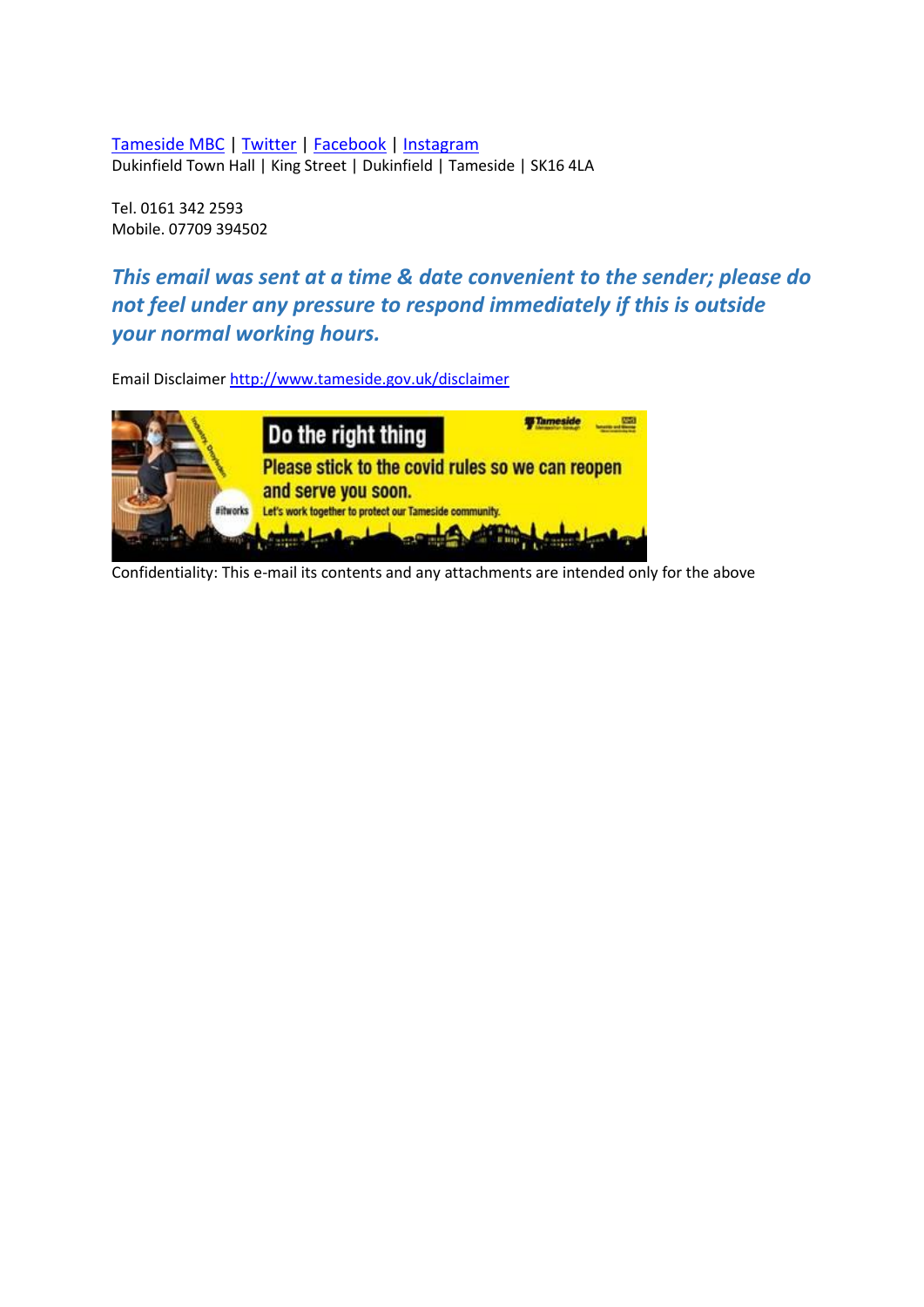[Tameside MBC](#) | [Twitter](#) | [Facebook](#) | [Instagram](#)
Dukinfield Town Hall | King Street | Dukinfield | Tameside | SK16 4LA

Tel. 0161 342 2593
Mobile. 07709 394502

***This email was sent at a time & date convenient to the sender; please do not feel under any pressure to respond immediately if this is outside your normal working hours.***

Email Disclaimer http://www.tameside.gov.uk/disclaimer

Do the right thing

Please stick to the covid rules so we can reopen and serve you soon.

Let's work together to protect our Tameside community.

#itworks

Confidentiality: This e-mail its contents and any attachments are intended only for the above